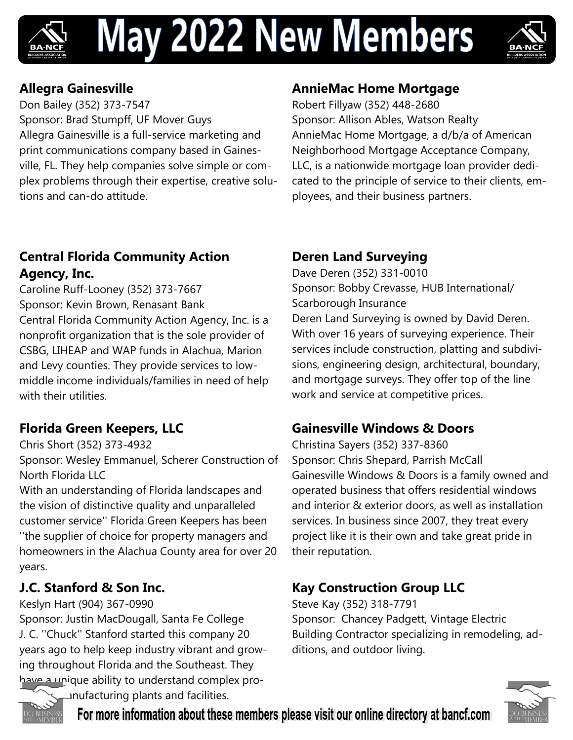# May 2022 New Members

### Allegra Gainesville

Don Bailey (352) 373-7547
Sponsor: Brad Stumpff, UF Mover Guys
Allegra Gainesville is a full-service marketing and print communications company based in Gainesville, FL. They help companies solve simple or complex problems through their expertise, creative solutions and can-do attitude.

### AnnieMac Home Mortgage

Robert Fillyaw (352) 448-2680
Sponsor: Allison Ables, Watson Realty
AnnieMac Home Mortgage, a d/b/a of American Neighborhood Mortgage Acceptance Company, LLC, is a nationwide mortgage loan provider dedicated to the principle of service to their clients, employees, and their business partners.

### Central Florida Community Action Agency, Inc.

Caroline Ruff-Looney (352) 373-7667
Sponsor: Kevin Brown, Renasant Bank
Central Florida Community Action Agency, Inc. is a nonprofit organization that is the sole provider of CSBG, LIHEAP and WAP funds in Alachua, Marion and Levy counties. They provide services to low-middle income individuals/families in need of help with their utilities.

### Deren Land Surveying

Dave Deren (352) 331-0010
Sponsor: Bobby Crevasse, HUB International/ Scarborough Insurance
Deren Land Surveying is owned by David Deren. With over 16 years of surveying experience. Their services include construction, platting and subdivisions, engineering design, architectural, boundary, and mortgage surveys. They offer top of the line work and service at competitive prices.

### Florida Green Keepers, LLC

Chris Short (352) 373-4932
Sponsor: Wesley Emmanuel, Scherer Construction of North Florida LLC
With an understanding of Florida landscapes and the vision of distinctive quality and unparalleled customer service'' Florida Green Keepers has been ''the supplier of choice for property managers and homeowners in the Alachua County area for over 20 years.

### Gainesville Windows & Doors

Christina Sayers (352) 337-8360
Sponsor: Chris Shepard, Parrish McCall
Gainesville Windows & Doors is a family owned and operated business that offers residential windows and interior & exterior doors, as well as installation services. In business since 2007, they treat every project like it is their own and take great pride in their reputation.

### J.C. Stanford & Son Inc.

Keslyn Hart (904) 367-0990
Sponsor: Justin MacDougall, Santa Fe College
J. C. ''Chuck'' Stanford started this company 20 years ago to help keep industry vibrant and growing throughout Florida and the Southeast. They have a unique ability to understand complex pro- ...anufacturing plants and facilities.

### Kay Construction Group LLC

Steve Kay (352) 318-7791
Sponsor: Chancey Padgett, Vintage Electric
Building Contractor specializing in remodeling, additions, and outdoor living.

**For more information about these members please visit our online directory at bancf.com**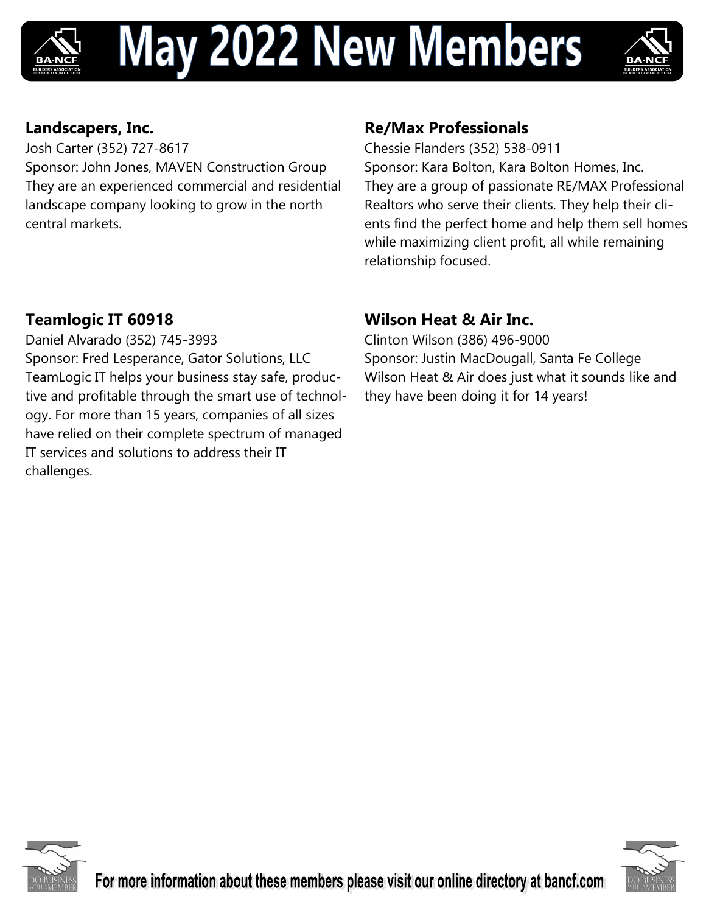# May 2022 New Members

### Landscapers, Inc.

Josh Carter (352) 727-8617
Sponsor: John Jones, MAVEN Construction Group
They are an experienced commercial and residential landscape company looking to grow in the north central markets.

### Re/Max Professionals

Chessie Flanders (352) 538-0911
Sponsor: Kara Bolton, Kara Bolton Homes, Inc.
They are a group of passionate RE/MAX Professional Realtors who serve their clients. They help their clients find the perfect home and help them sell homes while maximizing client profit, all while remaining relationship focused.

### Teamlogic IT 60918

Daniel Alvarado (352) 745-3993
Sponsor: Fred Lesperance, Gator Solutions, LLC
TeamLogic IT helps your business stay safe, productive and profitable through the smart use of technology. For more than 15 years, companies of all sizes have relied on their complete spectrum of managed IT services and solutions to address their IT challenges.

### Wilson Heat & Air Inc.

Clinton Wilson (386) 496-9000
Sponsor: Justin MacDougall, Santa Fe College
Wilson Heat & Air does just what it sounds like and they have been doing it for 14 years!

**For more information about these members please visit our online directory at bancf.com**